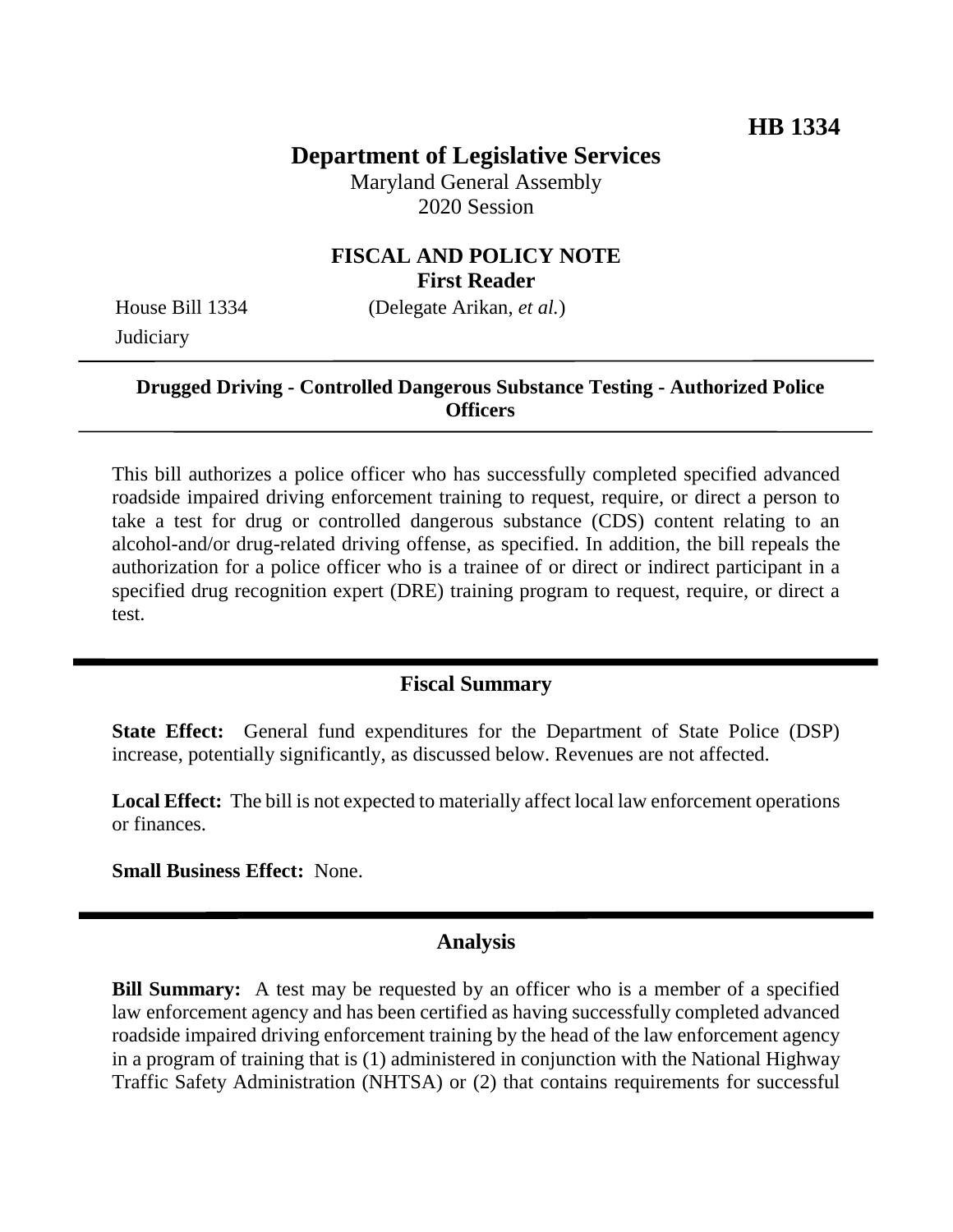# HB 1334

## Department of Legislative Services

Maryland General Assembly
2020 Session

### FISCAL AND POLICY NOTE
### First Reader

House Bill 1334 (Delegate Arikan, *et al.*)
Judiciary

---

**Drugged Driving - Controlled Dangerous Substance Testing - Authorized Police Officers**

---

This bill authorizes a police officer who has successfully completed specified advanced roadside impaired driving enforcement training to request, require, or direct a person to take a test for drug or controlled dangerous substance (CDS) content relating to an alcohol-and/or drug-related driving offense, as specified. In addition, the bill repeals the authorization for a police officer who is a trainee of or direct or indirect participant in a specified drug recognition expert (DRE) training program to request, require, or direct a test.

---

## Fiscal Summary

**State Effect:** General fund expenditures for the Department of State Police (DSP) increase, potentially significantly, as discussed below. Revenues are not affected.

**Local Effect:** The bill is not expected to materially affect local law enforcement operations or finances.

**Small Business Effect:** None.

---

## Analysis

**Bill Summary:** A test may be requested by an officer who is a member of a specified law enforcement agency and has been certified as having successfully completed advanced roadside impaired driving enforcement training by the head of the law enforcement agency in a program of training that is (1) administered in conjunction with the National Highway Traffic Safety Administration (NHTSA) or (2) that contains requirements for successful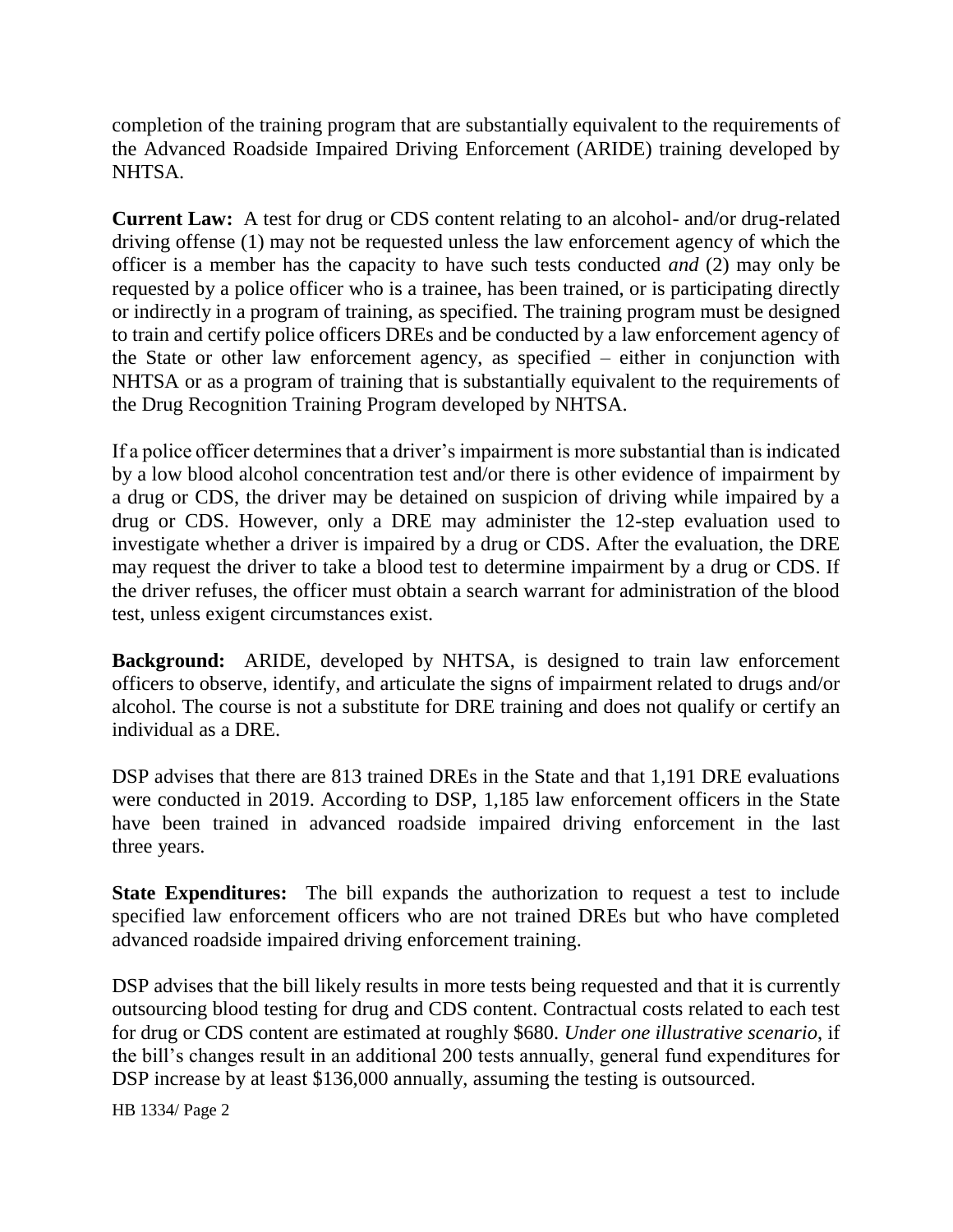completion of the training program that are substantially equivalent to the requirements of the Advanced Roadside Impaired Driving Enforcement (ARIDE) training developed by NHTSA.

**Current Law:** A test for drug or CDS content relating to an alcohol- and/or drug-related driving offense (1) may not be requested unless the law enforcement agency of which the officer is a member has the capacity to have such tests conducted *and* (2) may only be requested by a police officer who is a trainee, has been trained, or is participating directly or indirectly in a program of training, as specified. The training program must be designed to train and certify police officers DREs and be conducted by a law enforcement agency of the State or other law enforcement agency, as specified – either in conjunction with NHTSA or as a program of training that is substantially equivalent to the requirements of the Drug Recognition Training Program developed by NHTSA.

If a police officer determines that a driver's impairment is more substantial than is indicated by a low blood alcohol concentration test and/or there is other evidence of impairment by a drug or CDS, the driver may be detained on suspicion of driving while impaired by a drug or CDS. However, only a DRE may administer the 12-step evaluation used to investigate whether a driver is impaired by a drug or CDS. After the evaluation, the DRE may request the driver to take a blood test to determine impairment by a drug or CDS. If the driver refuses, the officer must obtain a search warrant for administration of the blood test, unless exigent circumstances exist.

**Background:** ARIDE, developed by NHTSA, is designed to train law enforcement officers to observe, identify, and articulate the signs of impairment related to drugs and/or alcohol. The course is not a substitute for DRE training and does not qualify or certify an individual as a DRE.

DSP advises that there are 813 trained DREs in the State and that 1,191 DRE evaluations were conducted in 2019. According to DSP, 1,185 law enforcement officers in the State have been trained in advanced roadside impaired driving enforcement in the last three years.

**State Expenditures:** The bill expands the authorization to request a test to include specified law enforcement officers who are not trained DREs but who have completed advanced roadside impaired driving enforcement training.

DSP advises that the bill likely results in more tests being requested and that it is currently outsourcing blood testing for drug and CDS content. Contractual costs related to each test for drug or CDS content are estimated at roughly $680. *Under one illustrative scenario*, if the bill's changes result in an additional 200 tests annually, general fund expenditures for DSP increase by at least $136,000 annually, assuming the testing is outsourced.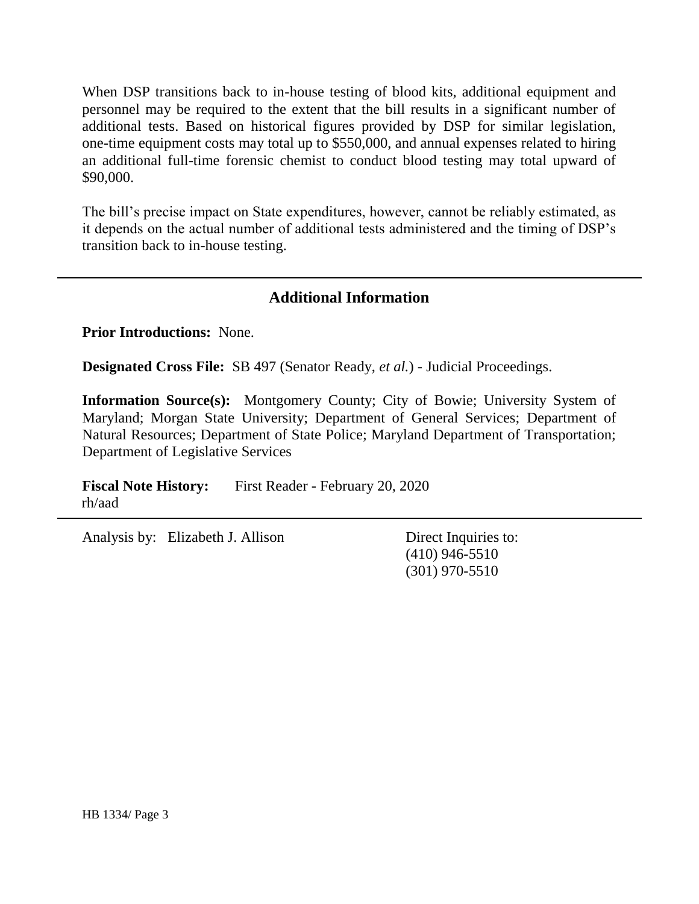When DSP transitions back to in-house testing of blood kits, additional equipment and personnel may be required to the extent that the bill results in a significant number of additional tests. Based on historical figures provided by DSP for similar legislation, one-time equipment costs may total up to $550,000, and annual expenses related to hiring an additional full-time forensic chemist to conduct blood testing may total upward of $90,000.

The bill's precise impact on State expenditures, however, cannot be reliably estimated, as it depends on the actual number of additional tests administered and the timing of DSP's transition back to in-house testing.

---

## Additional Information

**Prior Introductions:** None.

**Designated Cross File:** SB 497 (Senator Ready, *et al.*) - Judicial Proceedings.

**Information Source(s):** Montgomery County; City of Bowie; University System of Maryland; Morgan State University; Department of General Services; Department of Natural Resources; Department of State Police; Maryland Department of Transportation; Department of Legislative Services

**Fiscal Note History:** First Reader - February 20, 2020
rh/aad

---

Analysis by: Elizabeth J. Allison

Direct Inquiries to:
(410) 946-5510
(301) 970-5510